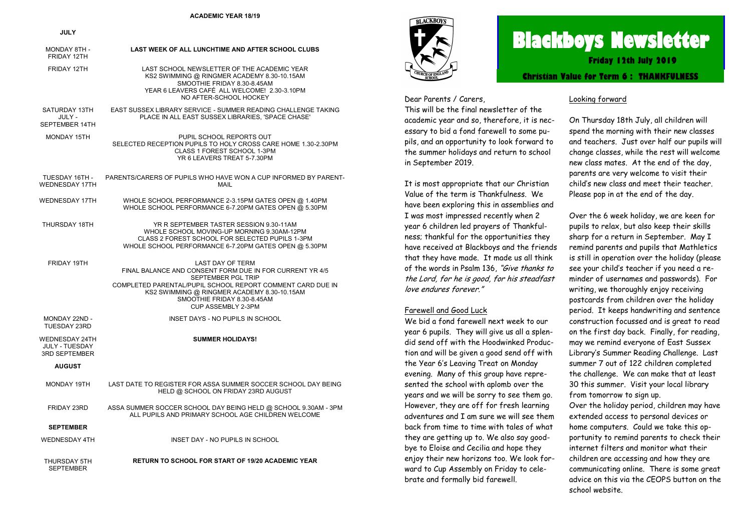## ACADEMIC YEAR 18/19

| | |
|---|---|
| **JULY** | |
| MONDAY 8TH - FRIDAY 12TH | **LAST WEEK OF ALL LUNCHTIME AND AFTER SCHOOL CLUBS** |
| FRIDAY 12TH | LAST SCHOOL NEWSLETTER OF THE ACADEMIC YEAR<br>KS2 SWIMMING @ RINGMER ACADEMY 8.30-10.15AM<br>SMOOTHIE FRIDAY 8.30-8.45AM<br>YEAR 6 LEAVERS CAFÉ ALL WELCOME! 2.30-3.10PM<br>NO AFTER-SCHOOL HOCKEY |
| SATURDAY 13TH JULY - SEPTEMBER 14TH | EAST SUSSEX LIBRARY SERVICE - SUMMER READING CHALLENGE TAKING PLACE IN ALL EAST SUSSEX LIBRARIES, 'SPACE CHASE' |
| MONDAY 15TH | PUPIL SCHOOL REPORTS OUT<br>SELECTED RECEPTION PUPILS TO HOLY CROSS CARE HOME 1.30-2.30PM<br>CLASS 1 FOREST SCHOOL 1-3PM<br>YR 6 LEAVERS TREAT 5-7.30PM |
| TUESDAY 16TH - WEDNESDAY 17TH | PARENTS/CARERS OF PUPILS WHO HAVE WON A CUP INFORMED BY PARENT-MAIL |
| WEDNESDAY 17TH | WHOLE SCHOOL PERFORMANCE 2-3.15PM GATES OPEN @ 1.40PM<br>WHOLE SCHOOL PERFORMANCE 6-7.20PM GATES OPEN @ 5.30PM |
| THURSDAY 18TH | YR R SEPTEMBER TASTER SESSION 9.30-11AM<br>WHOLE SCHOOL MOVING-UP MORNING 9.30AM-12PM<br>CLASS 2 FOREST SCHOOL FOR SELECTED PUPILS 1-3PM<br>WHOLE SCHOOL PERFORMANCE 6-7.20PM GATES OPEN @ 5.30PM |
| FRIDAY 19TH | LAST DAY OF TERM<br>FINAL BALANCE AND CONSENT FORM DUE IN FOR CURRENT YR 4/5 SEPTEMBER PGL TRIP<br>COMPLETED PARENTAL/PUPIL SCHOOL REPORT COMMENT CARD DUE IN<br>KS2 SWIMMING @ RINGMER ACADEMY 8.30-10.15AM<br>SMOOTHIE FRIDAY 8.30-8.45AM<br>CUP ASSEMBLY 2-3PM |
| MONDAY 22ND - TUESDAY 23RD | INSET DAYS - NO PUPILS IN SCHOOL |
| WEDNESDAY 24TH JULY - TUESDAY 3RD SEPTEMBER | **SUMMER HOLIDAYS!** |
| **AUGUST** | |
| MONDAY 19TH | LAST DATE TO REGISTER FOR ASSA SUMMER SOCCER SCHOOL DAY BEING HELD @ SCHOOL ON FRIDAY 23RD AUGUST |
| FRIDAY 23RD | ASSA SUMMER SOCCER SCHOOL DAY BEING HELD @ SCHOOL 9.30AM - 3PM<br>ALL PUPILS AND PRIMARY SCHOOL AGE CHILDREN WELCOME |
| **SEPTEMBER** | |
| WEDNESDAY 4TH | INSET DAY - NO PUPILS IN SCHOOL |
| THURSDAY 5TH SEPTEMBER | **RETURN TO SCHOOL FOR START OF 19/20 ACADEMIC YEAR** |

# Blackboys Newsletter

**Friday 12th July 2019**

**Christian Value for Term 6 : THANKFULNESS**

Dear Parents / Carers,

This will be the final newsletter of the academic year and so, therefore, it is necessary to bid a fond farewell to some pupils, and an opportunity to look forward to the summer holidays and return to school in September 2019.

It is most appropriate that our Christian Value of the term is Thankfulness. We have been exploring this in assemblies and I was most impressed recently when 2 year 6 children led prayers of Thankfulness; thankful for the opportunities they have received at Blackboys and the friends that they have made. It made us all think of the words in Psalm 136, *"Give thanks to the Lord, for he is good, for his steadfast love endures forever."*

### Farewell and Good Luck

We bid a fond farewell next week to our year 6 pupils. They will give us all a splendid send off with the Hoodwinked Production and will be given a good send off with the Year 6's Leaving Treat on Monday evening. Many of this group have represented the school with aplomb over the years and we will be sorry to see them go. However, they are off for fresh learning adventures and I am sure we will see them back from time to time with tales of what they are getting up to. We also say goodbye to Eloise and Cecilia and hope they enjoy their new horizons too. We look forward to Cup Assembly on Friday to celebrate and formally bid farewell.

### Looking forward

On Thursday 18th July, all children will spend the morning with their new classes and teachers. Just over half our pupils will change classes, while the rest will welcome new class mates. At the end of the day, parents are very welcome to visit their child's new class and meet their teacher. Please pop in at the end of the day.

Over the 6 week holiday, we are keen for pupils to relax, but also keep their skills sharp for a return in September. May I remind parents and pupils that Mathletics is still in operation over the holiday (please see your child's teacher if you need a reminder of usernames and passwords). For writing, we thoroughly enjoy receiving postcards from children over the holiday period. It keeps handwriting and sentence construction focussed and is great to read on the first day back. Finally, for reading, may we remind everyone of East Sussex Library's Summer Reading Challenge. Last summer 7 out of 122 children completed the challenge. We can make that at least 30 this summer. Visit your local library from tomorrow to sign up.

Over the holiday period, children may have extended access to personal devices or home computers. Could we take this opportunity to remind parents to check their internet filters and monitor what their children are accessing and how they are communicating online. There is some great advice on this via the CEOPS button on the school website.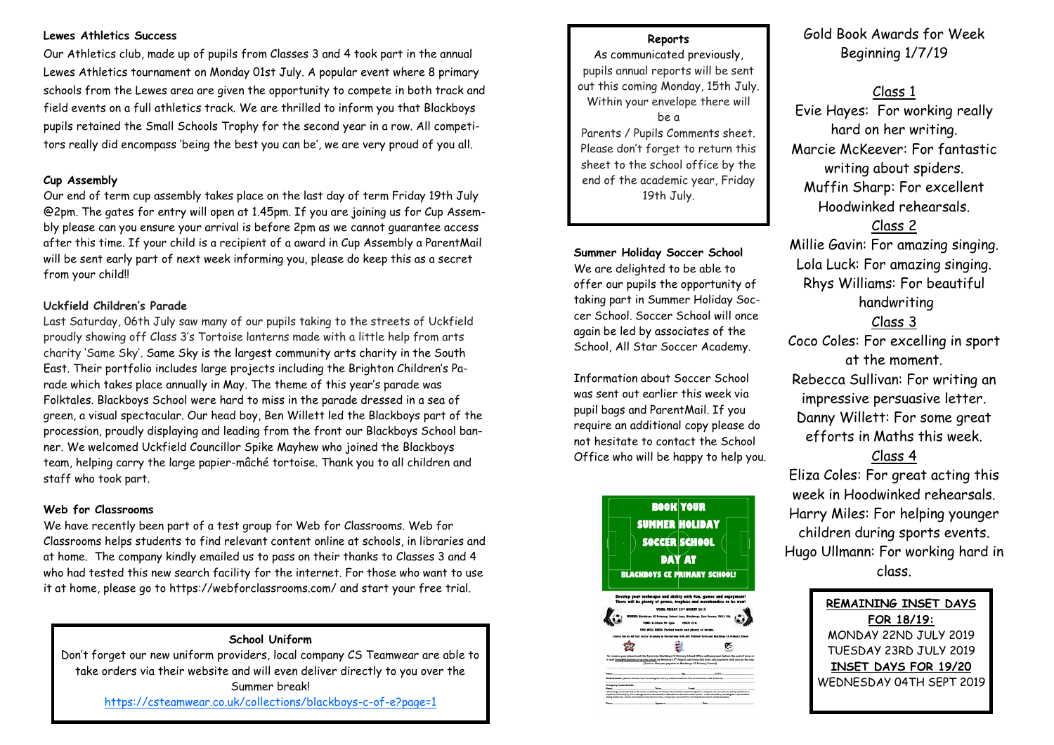**Lewes Athletics Success**

Our Athletics club, made up of pupils from Classes 3 and 4 took part in the annual Lewes Athletics tournament on Monday 01st July. A popular event where 8 primary schools from the Lewes area are given the opportunity to compete in both track and field events on a full athletics track. We are thrilled to inform you that Blackboys pupils retained the Small Schools Trophy for the second year in a row. All competitors really did encompass 'being the best you can be', we are very proud of you all.

**Cup Assembly**

Our end of term cup assembly takes place on the last day of term Friday 19th July @2pm. The gates for entry will open at 1.45pm. If you are joining us for Cup Assembly please can you ensure your arrival is before 2pm as we cannot guarantee access after this time. If your child is a recipient of a award in Cup Assembly a ParentMail will be sent early part of next week informing you, please do keep this as a secret from your child!!

**Uckfield Children's Parade**

Last Saturday, 06th July saw many of our pupils taking to the streets of Uckfield proudly showing off Class 3's Tortoise lanterns made with a little help from arts charity 'Same Sky'. Same Sky is the largest community arts charity in the South East. Their portfolio includes large projects including the Brighton Children's Parade which takes place annually in May. The theme of this year's parade was Folktales. Blackboys School were hard to miss in the parade dressed in a sea of green, a visual spectacular. Our head boy, Ben Willett led the Blackboys part of the procession, proudly displaying and leading from the front our Blackboys School banner. We welcomed Uckfield Councillor Spike Mayhew who joined the Blackboys team, helping carry the large papier-mâché tortoise. Thank you to all children and staff who took part.

**Web for Classrooms**

We have recently been part of a test group for Web for Classrooms. Web for Classrooms helps students to find relevant content online at schools, in libraries and at home. The company kindly emailed us to pass on their thanks to Classes 3 and 4 who had tested this new search facility for the internet. For those who want to use it at home, please go to https://webforclassrooms.com/ and start your free trial.

**School Uniform**

Don't forget our new uniform providers, local company CS Teamwear are able to take orders via their website and will even deliver directly to you over the Summer break!

https://csteamwear.co.uk/collections/blackboys-c-of-e?page=1

**Reports**

As communicated previously, pupils annual reports will be sent out this coming Monday, 15th July. Within your envelope there will be a Parents / Pupils Comments sheet. Please don't forget to return this sheet to the school office by the end of the academic year, Friday 19th July.

**Summer Holiday Soccer School**

We are delighted to be able to offer our pupils the opportunity of taking part in Summer Holiday Soccer School. Soccer School will once again be led by associates of the School, All Star Soccer Academy.

Information about Soccer School was sent out earlier this week via pupil bags and ParentMail. If you require an additional copy please do not hesitate to contact the School Office who will be happy to help you.

BOOK YOUR SUMMER HOLIDAY SOCCER SCHOOL DAY AT BLACKBOYS CE PRIMARY SCHOOL!

Gold Book Awards for Week Beginning 1/7/19

Class 1

Evie Hayes: For working really hard on her writing.

Marcie McKeever: For fantastic writing about spiders.

Muffin Sharp: For excellent Hoodwinked rehearsals.

Class 2

Millie Gavin: For amazing singing.

Lola Luck: For amazing singing.

Rhys Williams: For beautiful handwriting

Class 3

Coco Coles: For excelling in sport at the moment.

Rebecca Sullivan: For writing an impressive persuasive letter.

Danny Willett: For some great efforts in Maths this week.

Class 4

Eliza Coles: For great acting this week in Hoodwinked rehearsals.

Harry Miles: For helping younger children during sports events.

Hugo Ullmann: For working hard in class.

**REMAINING INSET DAYS FOR 18/19:**

MONDAY 22ND JULY 2019

TUESDAY 23RD JULY 2019

**INSET DAYS FOR 19/20**

WEDNESDAY 04TH SEPT 2019